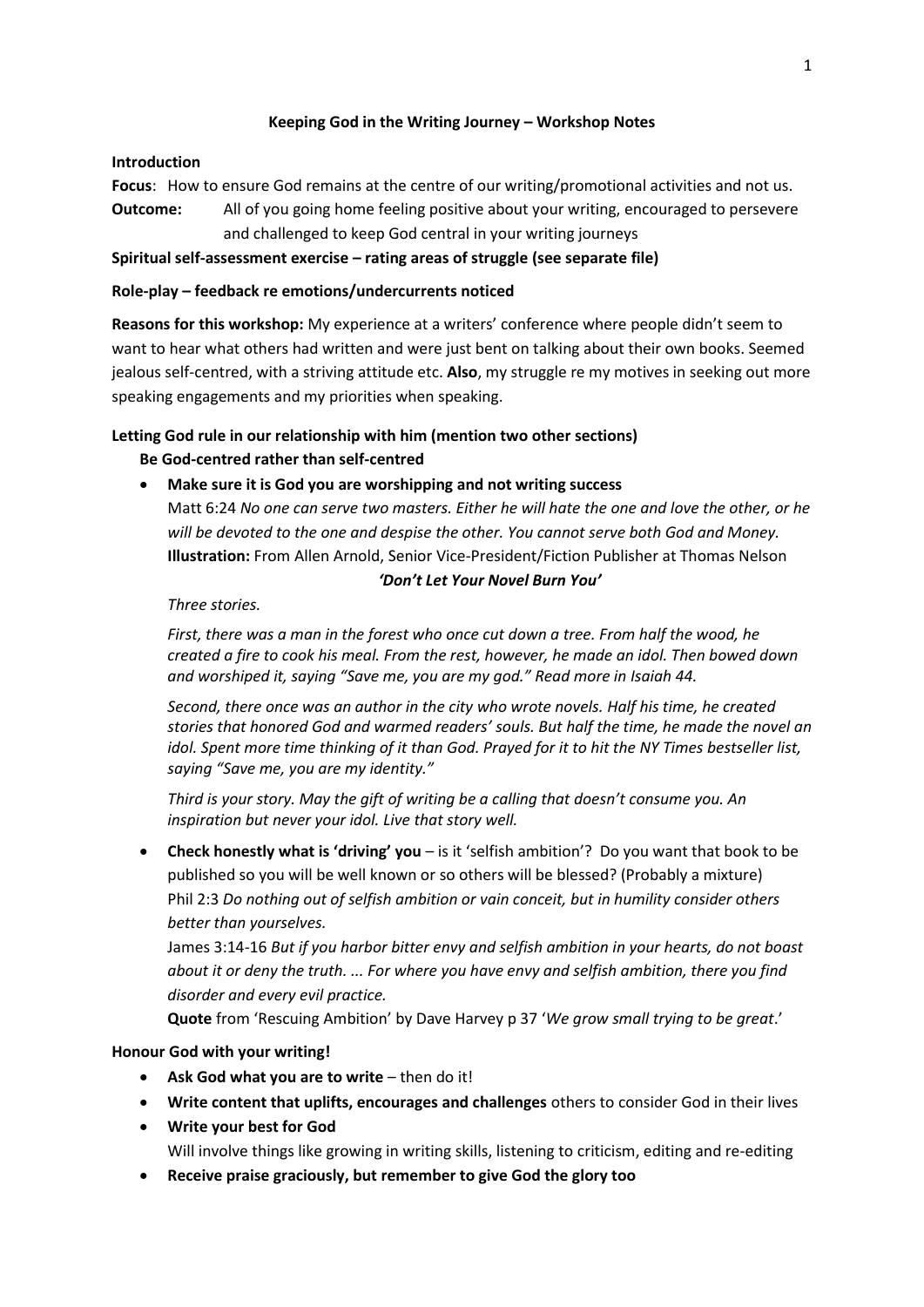# Keeping God in the Writing Journey – Workshop Notes

**Introduction**

**Focus**: How to ensure God remains at the centre of our writing/promotional activities and not us.

**Outcome:** All of you going home feeling positive about your writing, encouraged to persevere and challenged to keep God central in your writing journeys

**Spiritual self-assessment exercise – rating areas of struggle (see separate file)**

**Role-play – feedback re emotions/undercurrents noticed**

**Reasons for this workshop:** My experience at a writers' conference where people didn't seem to want to hear what others had written and were just bent on talking about their own books. Seemed jealous self-centred, with a striving attitude etc. **Also**, my struggle re my motives in seeking out more speaking engagements and my priorities when speaking.

**Letting God rule in our relationship with him (mention two other sections)**

**Be God-centred rather than self-centred**

- **Make sure it is God you are worshipping and not writing success**
  Matt 6:24 *No one can serve two masters. Either he will hate the one and love the other, or he will be devoted to the one and despise the other. You cannot serve both God and Money.*
  **Illustration:** From Allen Arnold, Senior Vice-President/Fiction Publisher at Thomas Nelson

  ***'Don't Let Your Novel Burn You'***

  *Three stories.*

  *First, there was a man in the forest who once cut down a tree. From half the wood, he created a fire to cook his meal. From the rest, however, he made an idol. Then bowed down and worshiped it, saying "Save me, you are my god." Read more in Isaiah 44.*

  *Second, there once was an author in the city who wrote novels. Half his time, he created stories that honored God and warmed readers' souls. But half the time, he made the novel an idol. Spent more time thinking of it than God. Prayed for it to hit the NY Times bestseller list, saying "Save me, you are my identity."*

  *Third is your story. May the gift of writing be a calling that doesn't consume you. An inspiration but never your idol. Live that story well.*

- **Check honestly what is 'driving' you** – is it 'selfish ambition'? Do you want that book to be published so you will be well known or so others will be blessed? (Probably a mixture)
  Phil 2:3 *Do nothing out of selfish ambition or vain conceit, but in humility consider others better than yourselves.*
  James 3:14-16 *But if you harbor bitter envy and selfish ambition in your hearts, do not boast about it or deny the truth. ... For where you have envy and selfish ambition, there you find disorder and every evil practice.*
  **Quote** from 'Rescuing Ambition' by Dave Harvey p 37 '*We grow small trying to be great*.'

**Honour God with your writing!**

- **Ask God what you are to write** – then do it!
- **Write content that uplifts, encourages and challenges** others to consider God in their lives
- **Write your best for God**
  Will involve things like growing in writing skills, listening to criticism, editing and re-editing
- **Receive praise graciously, but remember to give God the glory too**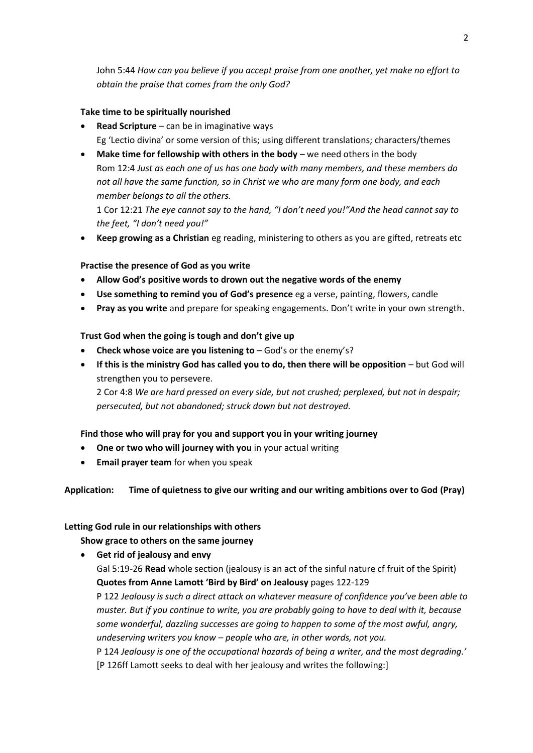John 5:44 *How can you believe if you accept praise from one another, yet make no effort to obtain the praise that comes from the only God?*

**Take time to be spiritually nourished**

- **Read Scripture** – can be in imaginative ways
  Eg 'Lectio divina' or some version of this; using different translations; characters/themes
- **Make time for fellowship with others in the body** – we need others in the body
  Rom 12:4 *Just as each one of us has one body with many members, and these members do not all have the same function, so in Christ we who are many form one body, and each member belongs to all the others.*
  1 Cor 12:21 *The eye cannot say to the hand, "I don't need you!"And the head cannot say to the feet, "I don't need you!"*
- **Keep growing as a Christian** eg reading, ministering to others as you are gifted, retreats etc

**Practise the presence of God as you write**

- **Allow God's positive words to drown out the negative words of the enemy**
- **Use something to remind you of God's presence** eg a verse, painting, flowers, candle
- **Pray as you write** and prepare for speaking engagements. Don't write in your own strength.

**Trust God when the going is tough and don't give up**

- **Check whose voice are you listening to** – God's or the enemy's?
- **If this is the ministry God has called you to do, then there will be opposition** – but God will strengthen you to persevere.
  2 Cor 4:8 *We are hard pressed on every side, but not crushed; perplexed, but not in despair; persecuted, but not abandoned; struck down but not destroyed.*

**Find those who will pray for you and support you in your writing journey**

- **One or two who will journey with you** in your actual writing
- **Email prayer team** for when you speak

**Application: Time of quietness to give our writing and our writing ambitions over to God (Pray)**

**Letting God rule in our relationships with others**

**Show grace to others on the same journey**

- **Get rid of jealousy and envy**
  Gal 5:19-26 **Read** whole section (jealousy is an act of the sinful nature cf fruit of the Spirit)
  **Quotes from Anne Lamott 'Bird by Bird' on Jealousy** pages 122-129
  P 122 *Jealousy is such a direct attack on whatever measure of confidence you've been able to muster. But if you continue to write, you are probably going to have to deal with it, because some wonderful, dazzling successes are going to happen to some of the most awful, angry, undeserving writers you know – people who are, in other words, not you.*
  P 124 *Jealousy is one of the occupational hazards of being a writer, and the most degrading.'*
  [P 126ff Lamott seeks to deal with her jealousy and writes the following:]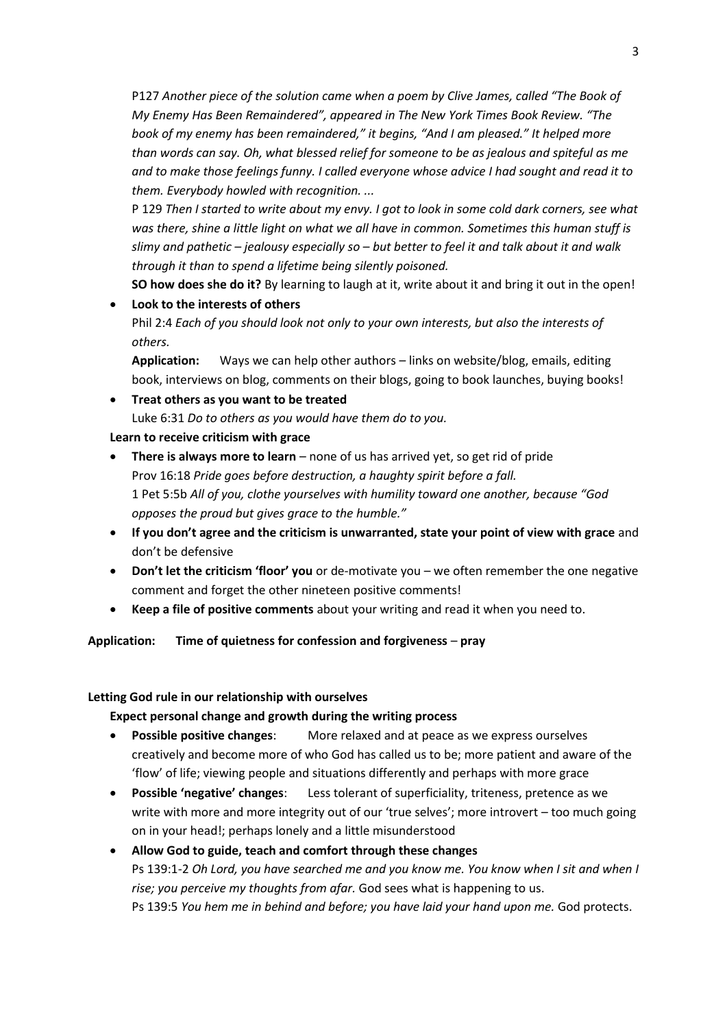P127 *Another piece of the solution came when a poem by Clive James, called "The Book of My Enemy Has Been Remaindered", appeared in The New York Times Book Review. "The book of my enemy has been remaindered," it begins, "And I am pleased." It helped more than words can say. Oh, what blessed relief for someone to be as jealous and spiteful as me and to make those feelings funny. I called everyone whose advice I had sought and read it to them. Everybody howled with recognition. ...*

P 129 *Then I started to write about my envy. I got to look in some cold dark corners, see what was there, shine a little light on what we all have in common. Sometimes this human stuff is slimy and pathetic – jealousy especially so – but better to feel it and talk about it and walk through it than to spend a lifetime being silently poisoned.*

**SO how does she do it?** By learning to laugh at it, write about it and bring it out in the open!

- **Look to the interests of others**
  Phil 2:4 *Each of you should look not only to your own interests, but also the interests of others.*
  **Application:** Ways we can help other authors – links on website/blog, emails, editing book, interviews on blog, comments on their blogs, going to book launches, buying books!
- **Treat others as you want to be treated**
  Luke 6:31 *Do to others as you would have them do to you.*

**Learn to receive criticism with grace**

- **There is always more to learn** – none of us has arrived yet, so get rid of pride
  Prov 16:18 *Pride goes before destruction, a haughty spirit before a fall.*
  1 Pet 5:5b *All of you, clothe yourselves with humility toward one another, because "God opposes the proud but gives grace to the humble."*
- **If you don't agree and the criticism is unwarranted, state your point of view with grace** and don't be defensive
- **Don't let the criticism 'floor' you** or de-motivate you – we often remember the one negative comment and forget the other nineteen positive comments!
- **Keep a file of positive comments** about your writing and read it when you need to.

**Application: Time of quietness for confession and forgiveness** – **pray**

**Letting God rule in our relationship with ourselves**

**Expect personal change and growth during the writing process**

- **Possible positive changes**: More relaxed and at peace as we express ourselves creatively and become more of who God has called us to be; more patient and aware of the 'flow' of life; viewing people and situations differently and perhaps with more grace
- **Possible 'negative' changes**: Less tolerant of superficiality, triteness, pretence as we write with more and more integrity out of our 'true selves'; more introvert – too much going on in your head!; perhaps lonely and a little misunderstood
- **Allow God to guide, teach and comfort through these changes**
  Ps 139:1-2 *Oh Lord, you have searched me and you know me. You know when I sit and when I rise; you perceive my thoughts from afar.* God sees what is happening to us.
  Ps 139:5 *You hem me in behind and before; you have laid your hand upon me.* God protects.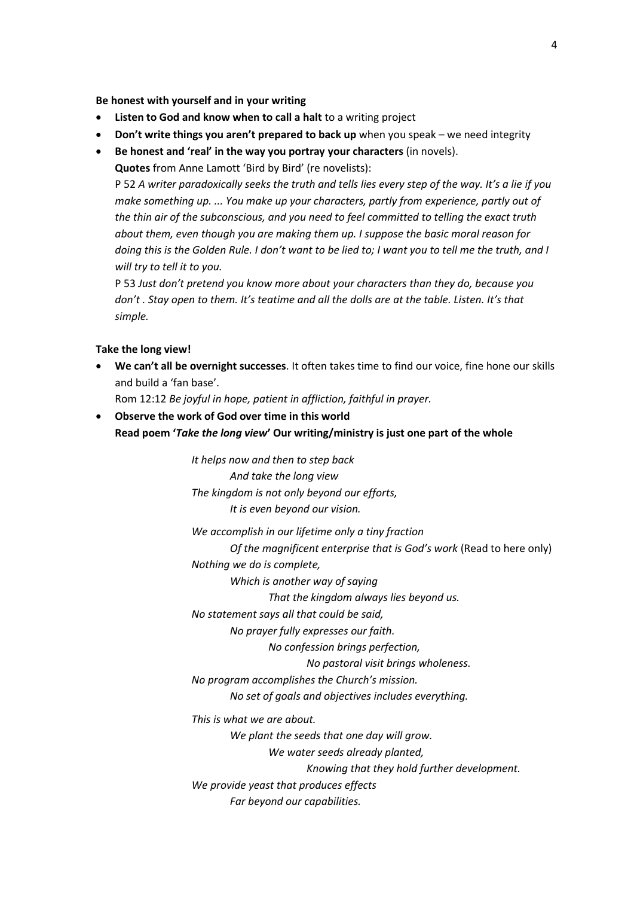**Be honest with yourself and in your writing**

- **Listen to God and know when to call a halt** to a writing project
- **Don't write things you aren't prepared to back up** when you speak – we need integrity
- **Be honest and 'real' in the way you portray your characters** (in novels).
  **Quotes** from Anne Lamott 'Bird by Bird' (re novelists):
  P 52 *A writer paradoxically seeks the truth and tells lies every step of the way. It's a lie if you make something up. ... You make up your characters, partly from experience, partly out of the thin air of the subconscious, and you need to feel committed to telling the exact truth about them, even though you are making them up. I suppose the basic moral reason for doing this is the Golden Rule. I don't want to be lied to; I want you to tell me the truth, and I will try to tell it to you.*
  P 53 *Just don't pretend you know more about your characters than they do, because you don't . Stay open to them. It's teatime and all the dolls are at the table. Listen. It's that simple.*

**Take the long view!**

- **We can't all be overnight successes**. It often takes time to find our voice, fine hone our skills and build a 'fan base'.
  Rom 12:12 *Be joyful in hope, patient in affliction, faithful in prayer.*
- **Observe the work of God over time in this world**
  **Read poem '*Take the long view*' Our writing/ministry is just one part of the whole**

*It helps now and then to step back*
*And take the long view*
*The kingdom is not only beyond our efforts,*
*It is even beyond our vision.*

*We accomplish in our lifetime only a tiny fraction*
*Of the magnificent enterprise that is God's work* (Read to here only)
*Nothing we do is complete,*
*Which is another way of saying*
*That the kingdom always lies beyond us.*
*No statement says all that could be said,*
*No prayer fully expresses our faith.*
*No confession brings perfection,*
*No pastoral visit brings wholeness.*
*No program accomplishes the Church's mission.*
*No set of goals and objectives includes everything.*

*This is what we are about.*
*We plant the seeds that one day will grow.*
*We water seeds already planted,*
*Knowing that they hold further development.*
*We provide yeast that produces effects*
*Far beyond our capabilities.*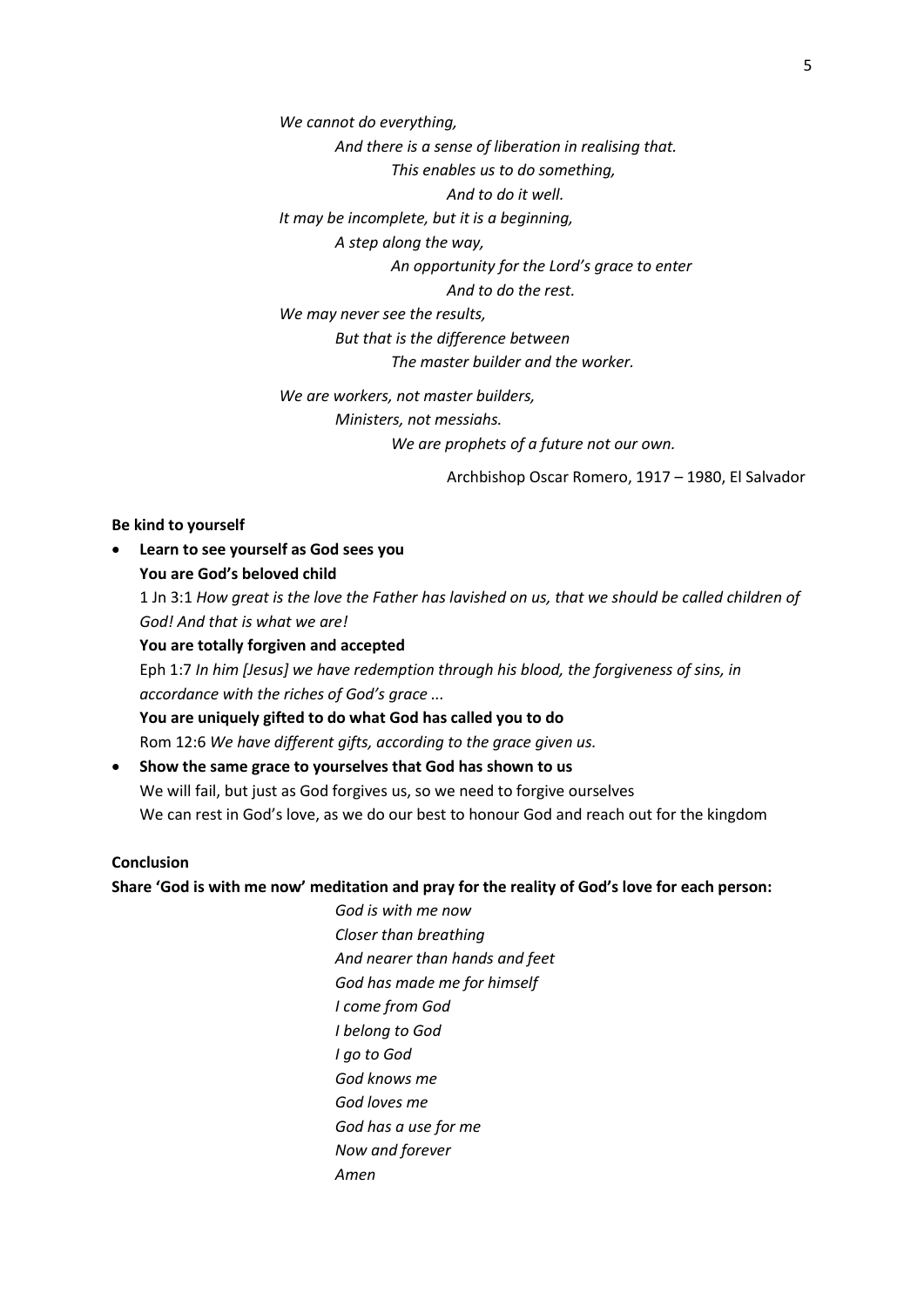*We cannot do everything,*
*And there is a sense of liberation in realising that.*
*This enables us to do something,*
*And to do it well.*
*It may be incomplete, but it is a beginning,*
*A step along the way,*
*An opportunity for the Lord's grace to enter*
*And to do the rest.*
*We may never see the results,*
*But that is the difference between*
*The master builder and the worker.*

*We are workers, not master builders,*
*Ministers, not messiahs.*
*We are prophets of a future not our own.*

Archbishop Oscar Romero, 1917 – 1980, El Salvador

**Be kind to yourself**

- **Learn to see yourself as God sees you**
  **You are God's beloved child**
  1 Jn 3:1 *How great is the love the Father has lavished on us, that we should be called children of God! And that is what we are!*
  **You are totally forgiven and accepted**
  Eph 1:7 *In him [Jesus] we have redemption through his blood, the forgiveness of sins, in accordance with the riches of God's grace ...*
  **You are uniquely gifted to do what God has called you to do**
  Rom 12:6 *We have different gifts, according to the grace given us.*
- **Show the same grace to yourselves that God has shown to us**
  We will fail, but just as God forgives us, so we need to forgive ourselves
  We can rest in God's love, as we do our best to honour God and reach out for the kingdom

**Conclusion**

**Share 'God is with me now' meditation and pray for the reality of God's love for each person:**

*God is with me now*
*Closer than breathing*
*And nearer than hands and feet*
*God has made me for himself*
*I come from God*
*I belong to God*
*I go to God*
*God knows me*
*God loves me*
*God has a use for me*
*Now and forever*
*Amen*